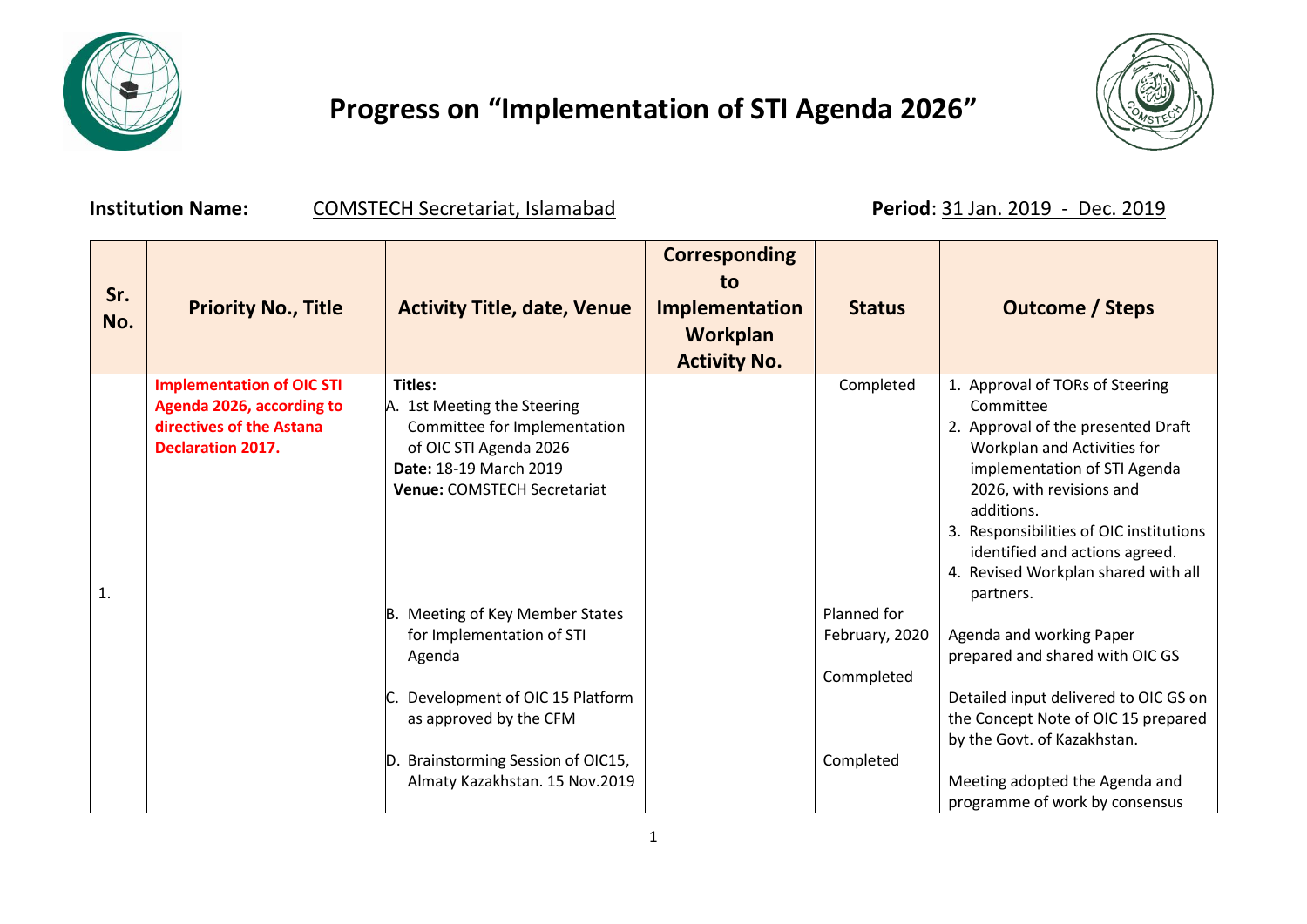# Progress on “Implementation of STI Agenda 2026”

**Institution Name:** COMSTECH Secretariat, Islamabad **Period**: 31 Jan. 2019 - Dec. 2019

| Sr. No. | Priority No., Title | Activity Title, date, Venue | Corresponding to Implementation Workplan Activity No. | Status | Outcome / Steps |
|---|---|---|---|---|---|
| 1. | **Implementation of OIC STI Agenda 2026, according to directives of the Astana Declaration 2017.** | **Titles:**<br>A. 1st Meeting the Steering Committee for Implementation of OIC STI Agenda 2026<br>**Date:** 18-19 March 2019<br>**Venue:** COMSTECH Secretariat | | Completed | 1. Approval of TORs of Steering Committee<br>2. Approval of the presented Draft Workplan and Activities for implementation of STI Agenda 2026, with revisions and additions.<br>3. Responsibilities of OIC institutions identified and actions agreed.<br>4. Revised Workplan shared with all partners. |
| | | B. Meeting of Key Member States for Implementation of STI Agenda | | Planned for February, 2020 | Agenda and working Paper prepared and shared with OIC GS |
| | | C. Development of OIC 15 Platform as approved by the CFM | | Commpleted | Detailed input delivered to OIC GS on the Concept Note of OIC 15 prepared by the Govt. of Kazakhstan. |
| | | D. Brainstorming Session of OIC15, Almaty Kazakhstan. 15 Nov.2019 | | Completed | Meeting adopted the Agenda and programme of work by consensus |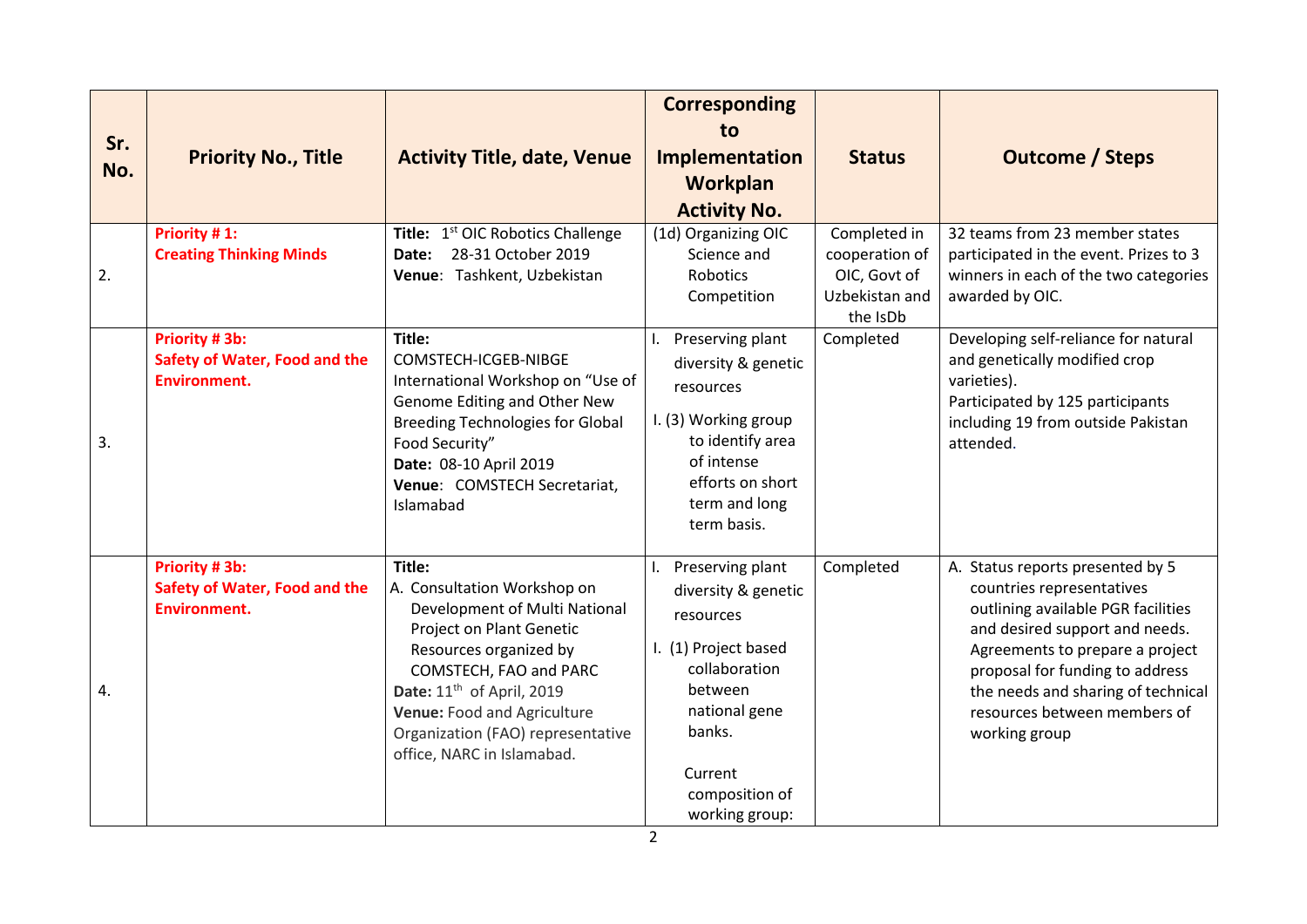| Sr. No. | Priority No., Title | Activity Title, date, Venue | Corresponding to Implementation Workplan Activity No. | Status | Outcome / Steps |
|---|---|---|---|---|---|
| 2. | **Priority # 1: Creating Thinking Minds** | **Title:** 1st OIC Robotics Challenge<br>**Date:** 28-31 October 2019<br>**Venue**: Tashkent, Uzbekistan | (1d) Organizing OIC Science and Robotics Competition | Completed in cooperation of OIC, Govt of Uzbekistan and the IsDb | 32 teams from 23 member states participated in the event. Prizes to 3 winners in each of the two categories awarded by OIC. |
| 3. | **Priority # 3b: Safety of Water, Food and the Environment.** | **Title:**<br>COMSTECH-ICGEB-NIBGE International Workshop on "Use of Genome Editing and Other New Breeding Technologies for Global Food Security"<br>**Date:** 08-10 April 2019<br>**Venue**: COMSTECH Secretariat, Islamabad | I. Preserving plant diversity & genetic resources<br>I. (3) Working group to identify area of intense efforts on short term and long term basis. | Completed | Developing self-reliance for natural and genetically modified crop varieties).<br>Participated by 125 participants including 19 from outside Pakistan attended. |
| 4. | **Priority # 3b: Safety of Water, Food and the Environment.** | **Title:**<br>A. Consultation Workshop on Development of Multi National Project on Plant Genetic Resources organized by COMSTECH, FAO and PARC<br>**Date:** 11th of April, 2019<br>**Venue:** Food and Agriculture Organization (FAO) representative office, NARC in Islamabad. | I. Preserving plant diversity & genetic resources<br>I. (1) Project based collaboration between national gene banks.<br>Current composition of working group: | Completed | A. Status reports presented by 5 countries representatives outlining available PGR facilities and desired support and needs. Agreements to prepare a project proposal for funding to address the needs and sharing of technical resources between members of working group |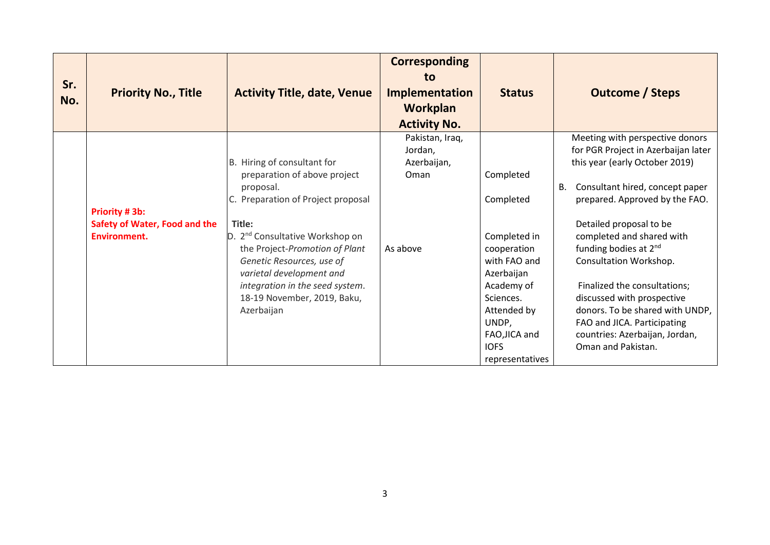| Sr. No. | Priority No., Title | Activity Title, date, Venue | Corresponding to Implementation Workplan Activity No. | Status | Outcome / Steps |
|---|---|---|---|---|---|
| | **Priority # 3b: Safety of Water, Food and the Environment.** | B. Hiring of consultant for preparation of above project proposal.<br>C. Preparation of Project proposal<br><br>**Title:**<br>D. 2nd Consultative Workshop on the Project-*Promotion of Plant Genetic Resources, use of varietal development and integration in the seed system*. 18-19 November, 2019, Baku, Azerbaijan | Pakistan, Iraq, Jordan, Azerbaijan, Oman<br><br>As above | Completed<br><br>Completed<br><br>Completed in cooperation with FAO and Azerbaijan Academy of Sciences. Attended by UNDP, FAO,JICA and IOFS representatives | Meeting with perspective donors for PGR Project in Azerbaijan later this year (early October 2019)<br><br>B. Consultant hired, concept paper prepared. Approved by the FAO.<br><br>Detailed proposal to be completed and shared with funding bodies at 2nd Consultation Workshop.<br><br>Finalized the consultations; discussed with prospective donors. To be shared with UNDP, FAO and JICA. Participating countries: Azerbaijan, Jordan, Oman and Pakistan. |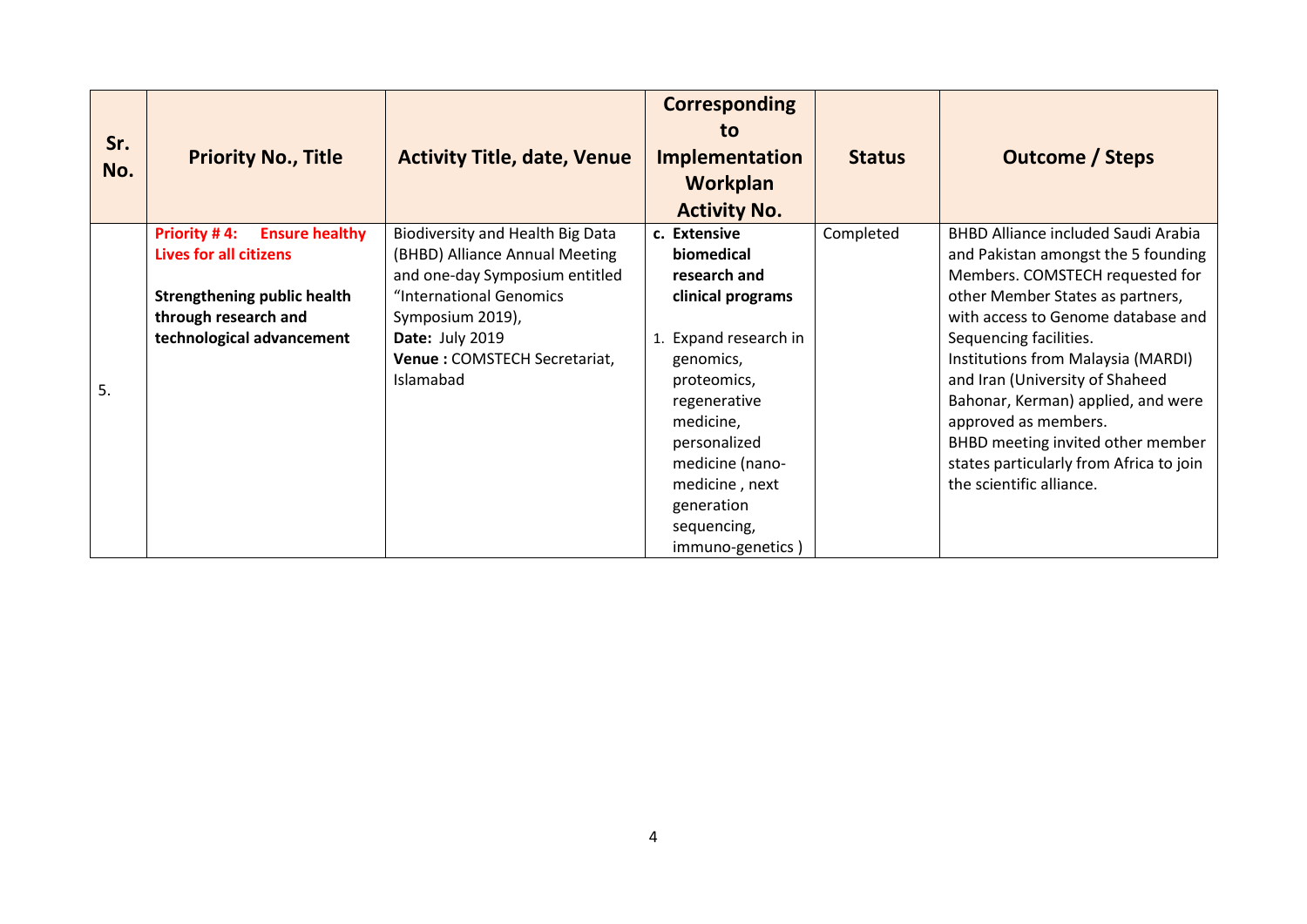| Sr. No. | Priority No., Title | Activity Title, date, Venue | Corresponding to Implementation Workplan Activity No. | Status | Outcome / Steps |
|---|---|---|---|---|---|
| 5. | **Priority # 4: Ensure healthy Lives for all citizens**<br><br>**Strengthening public health through research and technological advancement** | Biodiversity and Health Big Data (BHBD) Alliance Annual Meeting and one-day Symposium entitled "International Genomics Symposium 2019),<br>**Date:** July 2019<br>**Venue :** COMSTECH Secretariat, Islamabad | **c. Extensive biomedical research and clinical programs**<br><br>1. Expand research in genomics, proteomics, regenerative medicine, personalized medicine (nano-medicine , next generation sequencing, immuno-genetics ) | Completed | BHBD Alliance included Saudi Arabia and Pakistan amongst the 5 founding Members. COMSTECH requested for other Member States as partners, with access to Genome database and Sequencing facilities.<br>Institutions from Malaysia (MARDI) and Iran (University of Shaheed Bahonar, Kerman) applied, and were approved as members.<br>BHBD meeting invited other member states particularly from Africa to join the scientific alliance. |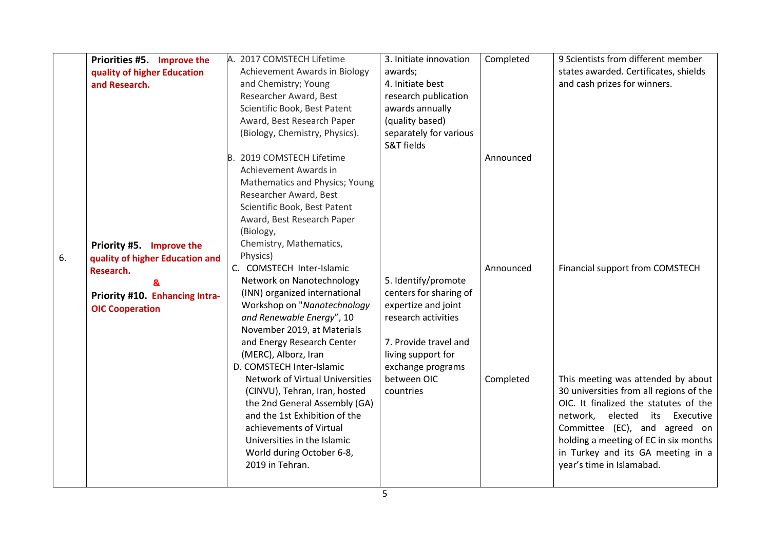| | | | | | |
|---|---|---|---|---|---|
| | **Priorities #5. Improve the quality of higher Education and Research.** | A. 2017 COMSTECH Lifetime Achievement Awards in Biology and Chemistry; Young Researcher Award, Best Scientific Book, Best Patent Award, Best Research Paper (Biology, Chemistry, Physics). | 3. Initiate innovation awards;<br>4. Initiate best research publication awards annually (quality based) separately for various S&T fields | Completed | 9 Scientists from different member states awarded. Certificates, shields and cash prizes for winners. |
| | | B. 2019 COMSTECH Lifetime Achievement Awards in Mathematics and Physics; Young Researcher Award, Best Scientific Book, Best Patent Award, Best Research Paper (Biology, Chemistry, Mathematics, Physics) | | Announced | |
| 6. | **Priority #5. Improve the quality of higher Education and Research.**<br>**&**<br>**Priority #10. Enhancing Intra-OIC Cooperation** | C. COMSTECH Inter-Islamic Network on Nanotechnology (INN) organized international Workshop on "*Nanotechnology and Renewable Energy*", 10 November 2019, at Materials and Energy Research Center (MERC), Alborz, Iran | 5. Identify/promote centers for sharing of expertize and joint research activities<br><br>7. Provide travel and living support for exchange programs between OIC countries | Announced | Financial support from COMSTECH |
| | | D. COMSTECH Inter-Islamic Network of Virtual Universities (CINVU), Tehran, Iran, hosted the 2nd General Assembly (GA) and the 1st Exhibition of the achievements of Virtual Universities in the Islamic World during October 6-8, 2019 in Tehran. | | Completed | This meeting was attended by about 30 universities from all regions of the OIC. It finalized the statutes of the network, elected its Executive Committee (EC), and agreed on holding a meeting of EC in six months in Turkey and its GA meeting in a year's time in Islamabad. |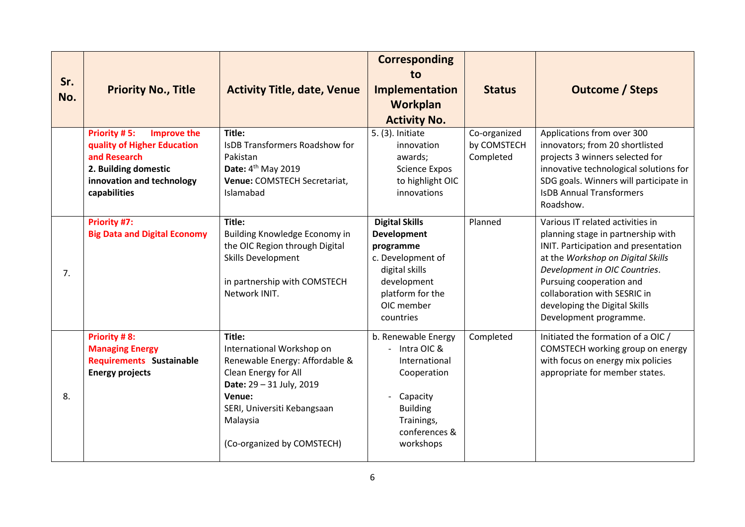| Sr. No. | Priority No., Title | Activity Title, date, Venue | Corresponding to Implementation Workplan Activity No. | Status | Outcome / Steps |
|---|---|---|---|---|---|
| | **Priority # 5: Improve the quality of Higher Education and Research** **2. Building domestic innovation and technology capabilities** | **Title:** IsDB Transformers Roadshow for Pakistan **Date:** 4th May 2019 **Venue:** COMSTECH Secretariat, Islamabad | 5. (3). Initiate innovation awards; Science Expos to highlight OIC innovations | Co-organized by COMSTECH Completed | Applications from over 300 innovators; from 20 shortlisted projects 3 winners selected for innovative technological solutions for SDG goals. Winners will participate in IsDB Annual Transformers Roadshow. |
| 7. | **Priority #7: Big Data and Digital Economy** | **Title:** Building Knowledge Economy in the OIC Region through Digital Skills Development in partnership with COMSTECH Network INIT. | **Digital Skills Development programme** c. Development of digital skills development platform for the OIC member countries | Planned | Various IT related activities in planning stage in partnership with INIT. Participation and presentation at the *Workshop on Digital Skills Development in OIC Countries*. Pursuing cooperation and collaboration with SESRIC in developing the Digital Skills Development programme. |
| 8. | **Priority # 8: Managing Energy Requirements Sustainable Energy projects** | **Title:** International Workshop on Renewable Energy: Affordable & Clean Energy for All **Date:** 29 – 31 July, 2019 **Venue:** SERI, Universiti Kebangsaan Malaysia (Co-organized by COMSTECH) | b. Renewable Energy - Intra OIC & International Cooperation - Capacity Building Trainings, conferences & workshops | Completed | Initiated the formation of a OIC / COMSTECH working group on energy with focus on energy mix policies appropriate for member states. |